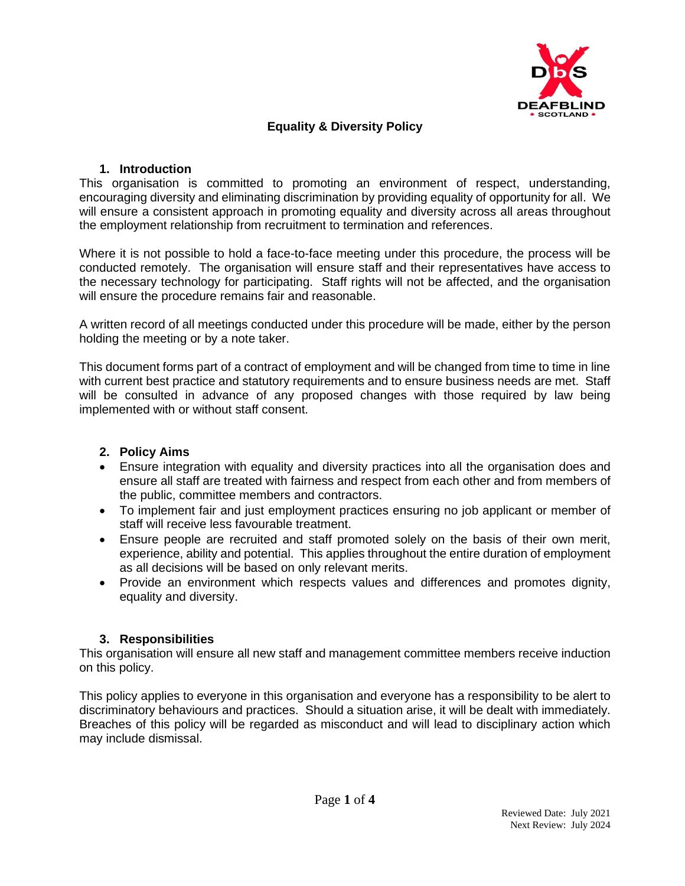# Equality & Diversity Policy

## 1. Introduction

This organisation is committed to promoting an environment of respect, understanding, encouraging diversity and eliminating discrimination by providing equality of opportunity for all. We will ensure a consistent approach in promoting equality and diversity across all areas throughout the employment relationship from recruitment to termination and references.

Where it is not possible to hold a face-to-face meeting under this procedure, the process will be conducted remotely. The organisation will ensure staff and their representatives have access to the necessary technology for participating. Staff rights will not be affected, and the organisation will ensure the procedure remains fair and reasonable.

A written record of all meetings conducted under this procedure will be made, either by the person holding the meeting or by a note taker.

This document forms part of a contract of employment and will be changed from time to time in line with current best practice and statutory requirements and to ensure business needs are met. Staff will be consulted in advance of any proposed changes with those required by law being implemented with or without staff consent.

## 2. Policy Aims

- Ensure integration with equality and diversity practices into all the organisation does and ensure all staff are treated with fairness and respect from each other and from members of the public, committee members and contractors.
- To implement fair and just employment practices ensuring no job applicant or member of staff will receive less favourable treatment.
- Ensure people are recruited and staff promoted solely on the basis of their own merit, experience, ability and potential. This applies throughout the entire duration of employment as all decisions will be based on only relevant merits.
- Provide an environment which respects values and differences and promotes dignity, equality and diversity.

## 3. Responsibilities

This organisation will ensure all new staff and management committee members receive induction on this policy.

This policy applies to everyone in this organisation and everyone has a responsibility to be alert to discriminatory behaviours and practices. Should a situation arise, it will be dealt with immediately. Breaches of this policy will be regarded as misconduct and will lead to disciplinary action which may include dismissal.

Reviewed Date: July 2021
Next Review: July 2024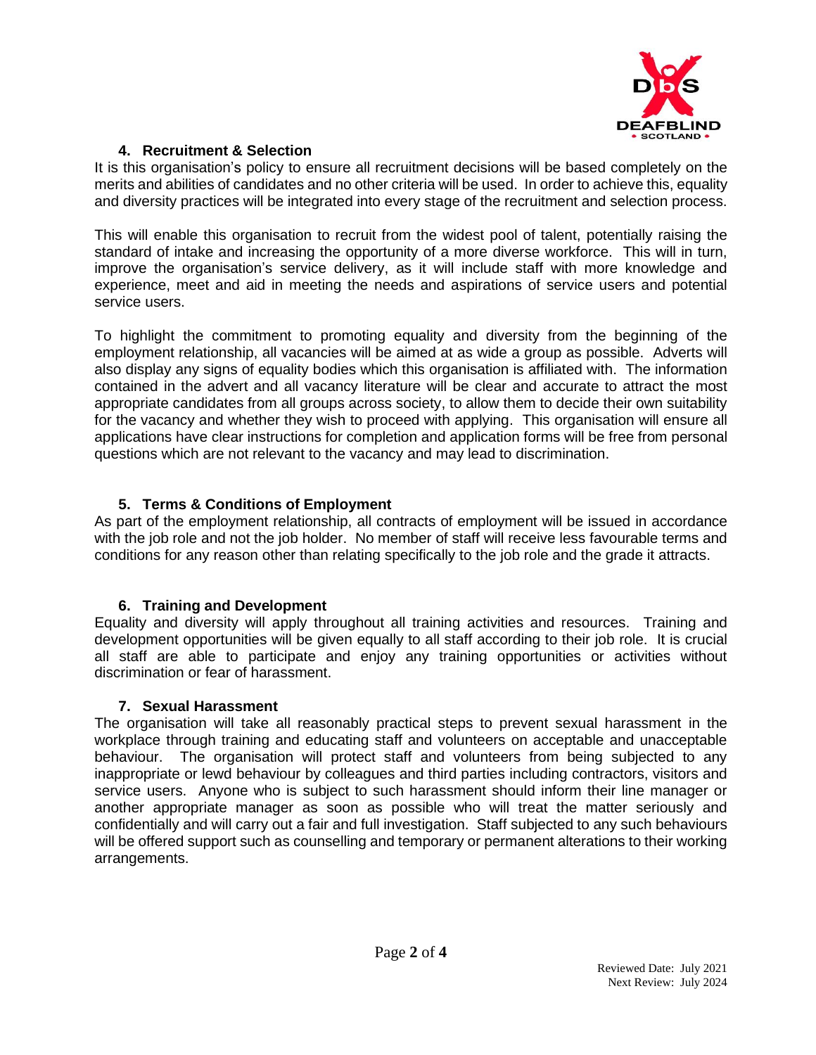## 4. Recruitment & Selection

It is this organisation's policy to ensure all recruitment decisions will be based completely on the merits and abilities of candidates and no other criteria will be used. In order to achieve this, equality and diversity practices will be integrated into every stage of the recruitment and selection process.

This will enable this organisation to recruit from the widest pool of talent, potentially raising the standard of intake and increasing the opportunity of a more diverse workforce. This will in turn, improve the organisation's service delivery, as it will include staff with more knowledge and experience, meet and aid in meeting the needs and aspirations of service users and potential service users.

To highlight the commitment to promoting equality and diversity from the beginning of the employment relationship, all vacancies will be aimed at as wide a group as possible. Adverts will also display any signs of equality bodies which this organisation is affiliated with. The information contained in the advert and all vacancy literature will be clear and accurate to attract the most appropriate candidates from all groups across society, to allow them to decide their own suitability for the vacancy and whether they wish to proceed with applying. This organisation will ensure all applications have clear instructions for completion and application forms will be free from personal questions which are not relevant to the vacancy and may lead to discrimination.

## 5. Terms & Conditions of Employment

As part of the employment relationship, all contracts of employment will be issued in accordance with the job role and not the job holder. No member of staff will receive less favourable terms and conditions for any reason other than relating specifically to the job role and the grade it attracts.

## 6. Training and Development

Equality and diversity will apply throughout all training activities and resources. Training and development opportunities will be given equally to all staff according to their job role. It is crucial all staff are able to participate and enjoy any training opportunities or activities without discrimination or fear of harassment.

## 7. Sexual Harassment

The organisation will take all reasonably practical steps to prevent sexual harassment in the workplace through training and educating staff and volunteers on acceptable and unacceptable behaviour. The organisation will protect staff and volunteers from being subjected to any inappropriate or lewd behaviour by colleagues and third parties including contractors, visitors and service users. Anyone who is subject to such harassment should inform their line manager or another appropriate manager as soon as possible who will treat the matter seriously and confidentially and will carry out a fair and full investigation. Staff subjected to any such behaviours will be offered support such as counselling and temporary or permanent alterations to their working arrangements.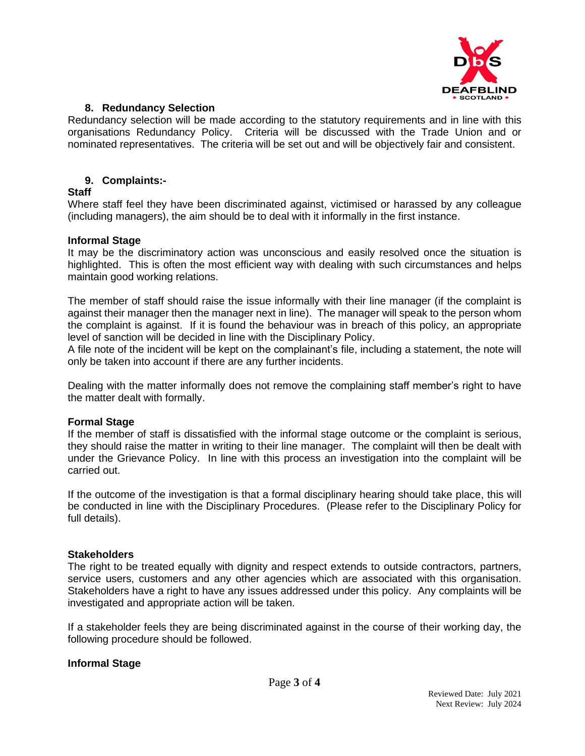## 8. Redundancy Selection

Redundancy selection will be made according to the statutory requirements and in line with this organisations Redundancy Policy. Criteria will be discussed with the Trade Union and or nominated representatives. The criteria will be set out and will be objectively fair and consistent.

## 9. Complaints:-

**Staff**

Where staff feel they have been discriminated against, victimised or harassed by any colleague (including managers), the aim should be to deal with it informally in the first instance.

**Informal Stage**

It may be the discriminatory action was unconscious and easily resolved once the situation is highlighted. This is often the most efficient way with dealing with such circumstances and helps maintain good working relations.

The member of staff should raise the issue informally with their line manager (if the complaint is against their manager then the manager next in line). The manager will speak to the person whom the complaint is against. If it is found the behaviour was in breach of this policy, an appropriate level of sanction will be decided in line with the Disciplinary Policy.
A file note of the incident will be kept on the complainant's file, including a statement, the note will only be taken into account if there are any further incidents.

Dealing with the matter informally does not remove the complaining staff member's right to have the matter dealt with formally.

**Formal Stage**

If the member of staff is dissatisfied with the informal stage outcome or the complaint is serious, they should raise the matter in writing to their line manager. The complaint will then be dealt with under the Grievance Policy. In line with this process an investigation into the complaint will be carried out.

If the outcome of the investigation is that a formal disciplinary hearing should take place, this will be conducted in line with the Disciplinary Procedures. (Please refer to the Disciplinary Policy for full details).

**Stakeholders**

The right to be treated equally with dignity and respect extends to outside contractors, partners, service users, customers and any other agencies which are associated with this organisation. Stakeholders have a right to have any issues addressed under this policy. Any complaints will be investigated and appropriate action will be taken.

If a stakeholder feels they are being discriminated against in the course of their working day, the following procedure should be followed.

**Informal Stage**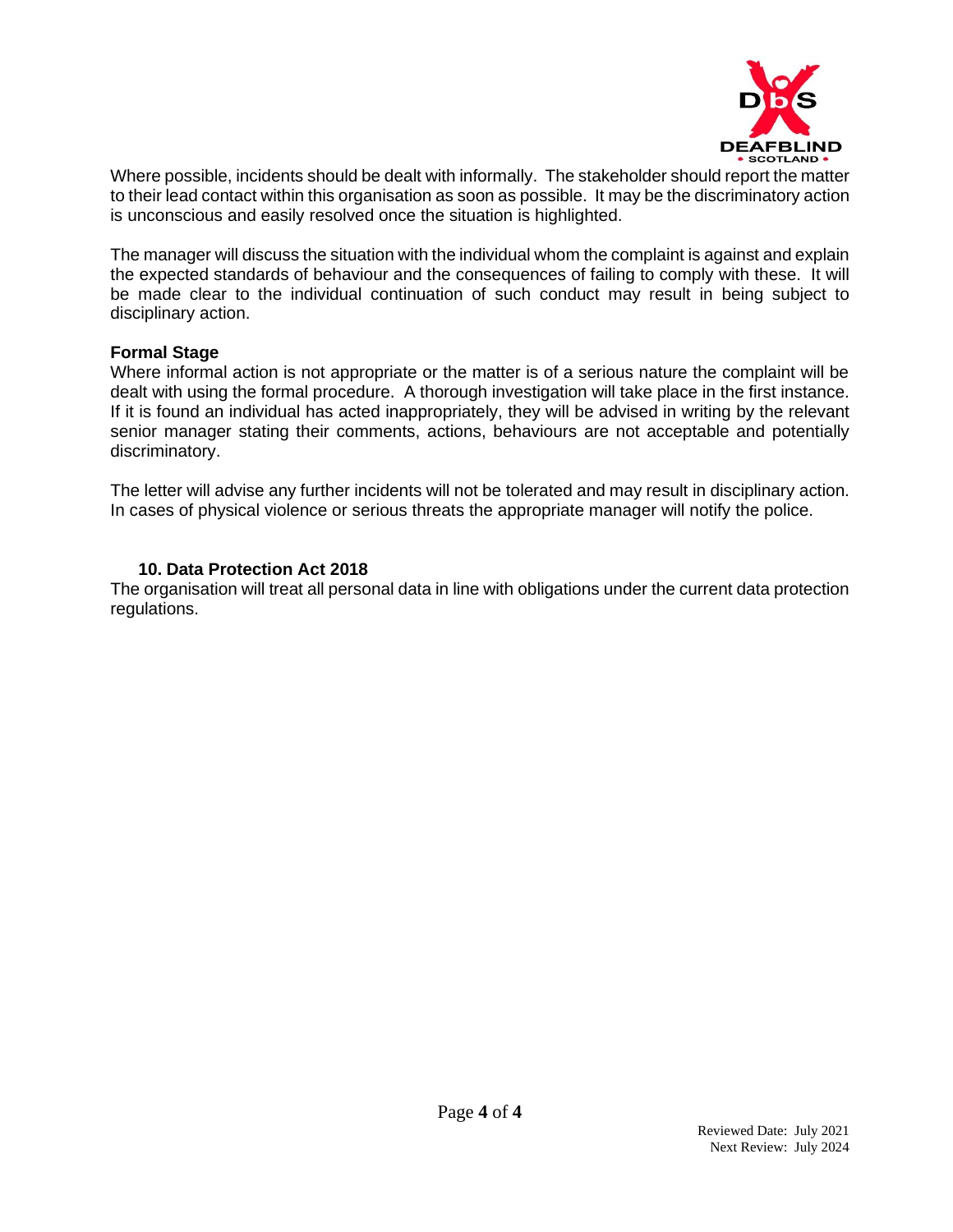Where possible, incidents should be dealt with informally. The stakeholder should report the matter to their lead contact within this organisation as soon as possible. It may be the discriminatory action is unconscious and easily resolved once the situation is highlighted.

The manager will discuss the situation with the individual whom the complaint is against and explain the expected standards of behaviour and the consequences of failing to comply with these. It will be made clear to the individual continuation of such conduct may result in being subject to disciplinary action.

**Formal Stage**

Where informal action is not appropriate or the matter is of a serious nature the complaint will be dealt with using the formal procedure. A thorough investigation will take place in the first instance. If it is found an individual has acted inappropriately, they will be advised in writing by the relevant senior manager stating their comments, actions, behaviours are not acceptable and potentially discriminatory.

The letter will advise any further incidents will not be tolerated and may result in disciplinary action. In cases of physical violence or serious threats the appropriate manager will notify the police.

### 10. Data Protection Act 2018

The organisation will treat all personal data in line with obligations under the current data protection regulations.

Reviewed Date: July 2021
Next Review: July 2024